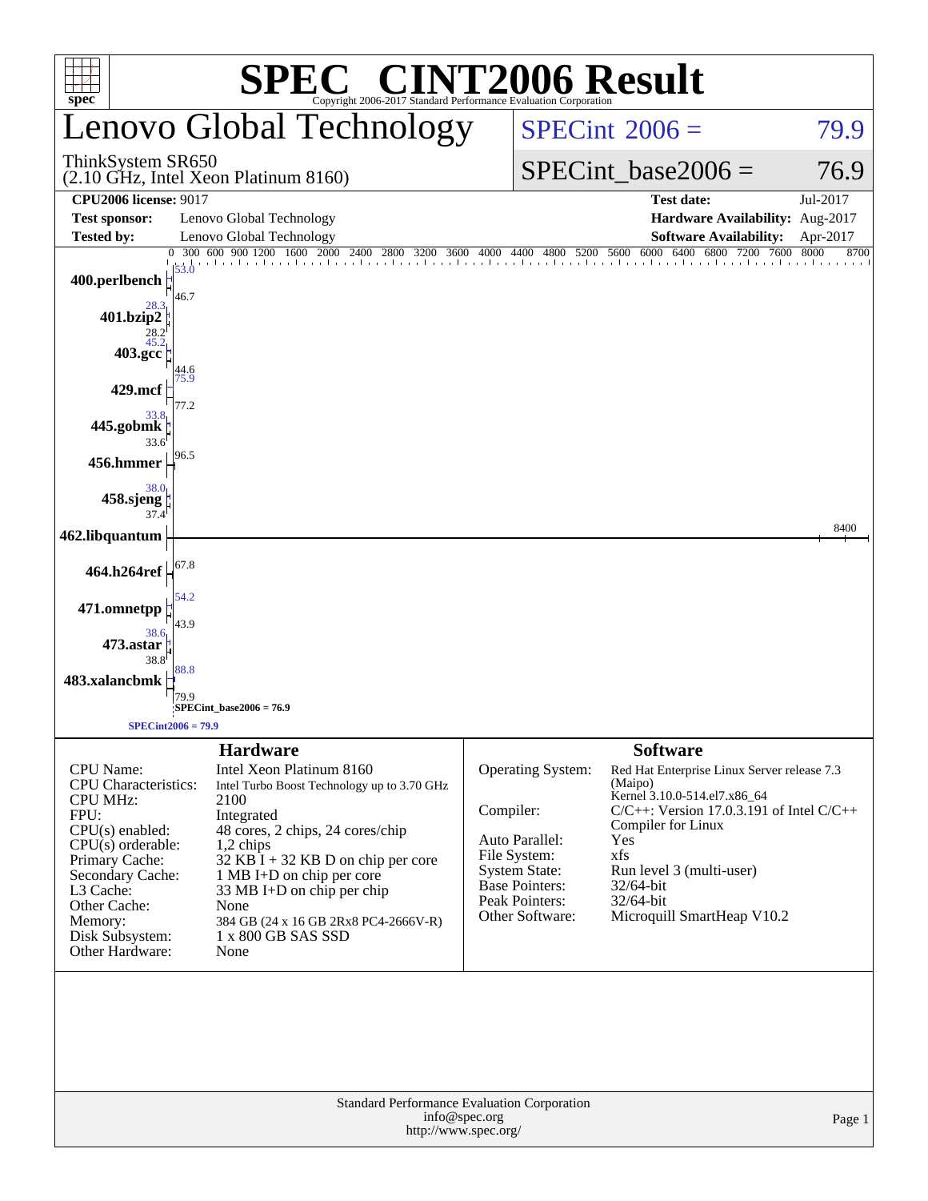# SPEC® CINT2006 Result

Copyright 2006-2017 Standard Performance Evaluation Corporation

## Lenovo Global Technology

ThinkSystem SR650
(2.10 GHz, Intel Xeon Platinum 8160)

SPECint 2006 = 79.9

SPECint_base2006 = 76.9

| | | | |
|---|---|---|---|
| **CPU2006 license:** 9017 | | **Test date:** | Jul-2017 |
| **Test sponsor:** | Lenovo Global Technology | **Hardware Availability:** | Aug-2017 |
| **Tested by:** | Lenovo Global Technology | **Software Availability:** | Apr-2017 |

| Benchmark | Peak | Base |
|---|---|---|
| 400.perlbench | 53.0 | 46.7 |
| 401.bzip2 | 28.3 | 28.2 |
| 403.gcc | 45.2 | 44.6 |
| 429.mcf | 75.9 | 77.2 |
| 445.gobmk | 33.8 | 33.6 |
| 456.hmmer | 96.5 | 96.5 |
| 458.sjeng | 38.0 | 37.4 |
| 462.libquantum | 8400 | 8400 |
| 464.h264ref | 67.8 | 67.8 |
| 471.omnetpp | 54.2 | 43.9 |
| 473.astar | 38.6 | 38.8 |
| 483.xalancbmk | 88.8 | 79.9 |

SPECint_base2006 = 76.9

SPECint2006 = 79.9

### Hardware

| | |
|---|---|
| CPU Name: | Intel Xeon Platinum 8160 |
| CPU Characteristics: | Intel Turbo Boost Technology up to 3.70 GHz |
| CPU MHz: | 2100 |
| FPU: | Integrated |
| CPU(s) enabled: | 48 cores, 2 chips, 24 cores/chip |
| CPU(s) orderable: | 1,2 chips |
| Primary Cache: | 32 KB I + 32 KB D on chip per core |
| Secondary Cache: | 1 MB I+D on chip per core |
| L3 Cache: | 33 MB I+D on chip per chip |
| Other Cache: | None |
| Memory: | 384 GB (24 x 16 GB 2Rx8 PC4-2666V-R) |
| Disk Subsystem: | 1 x 800 GB SAS SSD |
| Other Hardware: | None |

### Software

| | |
|---|---|
| Operating System: | Red Hat Enterprise Linux Server release 7.3 (Maipo) Kernel 3.10.0-514.el7.x86_64 |
| Compiler: | C/C++: Version 17.0.3.191 of Intel C/C++ Compiler for Linux |
| Auto Parallel: | Yes |
| File System: | xfs |
| System State: | Run level 3 (multi-user) |
| Base Pointers: | 32/64-bit |
| Peak Pointers: | 32/64-bit |
| Other Software: | Microquill SmartHeap V10.2 |

Standard Performance Evaluation Corporation
info@spec.org
http://www.spec.org/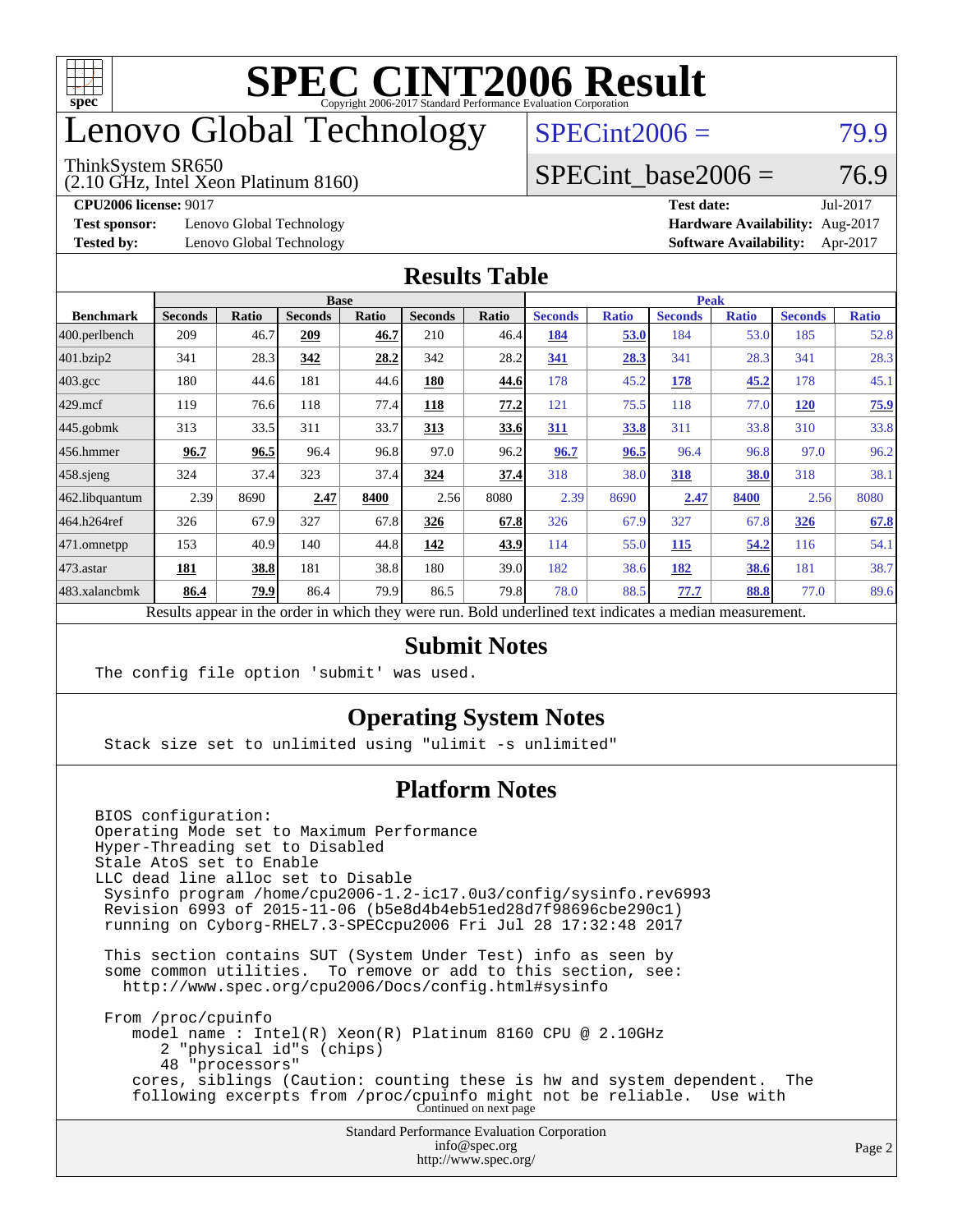# SPEC CINT2006 Result

Copyright 2006-2017 Standard Performance Evaluation Corporation

# Lenovo Global Technology

ThinkSystem SR650
(2.10 GHz, Intel Xeon Platinum 8160)

SPECint2006 = 79.9

SPECint_base2006 = 76.9

**CPU2006 license:** 9017
**Test sponsor:** Lenovo Global Technology
**Tested by:** Lenovo Global Technology

**Test date:** Jul-2017
**Hardware Availability:** Aug-2017
**Software Availability:** Apr-2017

## Results Table

| Benchmark | Base | | | | | | Peak | | | | | |
|---|---|---|---|---|---|---|---|---|---|---|---|---|
| | Seconds | Ratio | Seconds | Ratio | Seconds | Ratio | Seconds | Ratio | Seconds | Ratio | Seconds | Ratio |
| 400.perlbench | 209 | 46.7 | **209** | **46.7** | 210 | 46.4 | **184** | **53.0** | 184 | 53.0 | 185 | 52.8 |
| 401.bzip2 | 341 | 28.3 | **342** | **28.2** | 342 | 28.2 | **341** | **28.3** | 341 | 28.3 | 341 | 28.3 |
| 403.gcc | 180 | 44.6 | 181 | 44.6 | **180** | **44.6** | 178 | 45.2 | **178** | **45.2** | 178 | 45.1 |
| 429.mcf | 119 | 76.6 | 118 | 77.4 | **118** | **77.2** | 121 | 75.5 | 118 | 77.0 | **120** | **75.9** |
| 445.gobmk | 313 | 33.5 | 311 | 33.7 | **313** | **33.6** | **311** | **33.8** | 311 | 33.8 | 310 | 33.8 |
| 456.hmmer | **96.7** | **96.5** | 96.4 | 96.8 | 97.0 | 96.2 | **96.7** | **96.5** | 96.4 | 96.8 | 97.0 | 96.2 |
| 458.sjeng | 324 | 37.4 | 323 | 37.4 | **324** | **37.4** | 318 | 38.0 | **318** | **38.0** | 318 | 38.1 |
| 462.libquantum | 2.39 | 8690 | **2.47** | **8400** | 2.56 | 8080 | 2.39 | 8690 | **2.47** | **8400** | 2.56 | 8080 |
| 464.h264ref | 326 | 67.9 | 327 | 67.8 | **326** | **67.8** | 326 | 67.9 | 327 | 67.8 | **326** | **67.8** |
| 471.omnetpp | 153 | 40.9 | 140 | 44.8 | **142** | **43.9** | 114 | 55.0 | **115** | **54.2** | 116 | 54.1 |
| 473.astar | **181** | **38.8** | 181 | 38.8 | 180 | 39.0 | 182 | 38.6 | **182** | **38.6** | 181 | 38.7 |
| 483.xalancbmk | **86.4** | **79.9** | 86.4 | 79.9 | 86.5 | 79.8 | 78.0 | 88.5 | **77.7** | **88.8** | 77.0 | 89.6 |

Results appear in the order in which they were run. Bold underlined text indicates a median measurement.

## Submit Notes

```
The config file option 'submit' was used.
```

## Operating System Notes

```
Stack size set to unlimited using "ulimit -s unlimited"
```

## Platform Notes

```
BIOS configuration:
Operating Mode set to Maximum Performance
Hyper-Threading set to Disabled
Stale AtoS set to Enable
LLC dead line alloc set to Disable
 Sysinfo program /home/cpu2006-1.2-ic17.0u3/config/sysinfo.rev6993
 Revision 6993 of 2015-11-06 (b5e8d4b4eb51ed28d7f98696cbe290c1)
 running on Cyborg-RHEL7.3-SPECcpu2006 Fri Jul 28 17:32:48 2017

 This section contains SUT (System Under Test) info as seen by
 some common utilities.  To remove or add to this section, see:
   http://www.spec.org/cpu2006/Docs/config.html#sysinfo

 From /proc/cpuinfo
    model name : Intel(R) Xeon(R) Platinum 8160 CPU @ 2.10GHz
       2 "physical id"s (chips)
       48 "processors"
    cores, siblings (Caution: counting these is hw and system dependent.  The
    following excerpts from /proc/cpuinfo might not be reliable.  Use with
```

Continued on next page

Standard Performance Evaluation Corporation
info@spec.org
http://www.spec.org/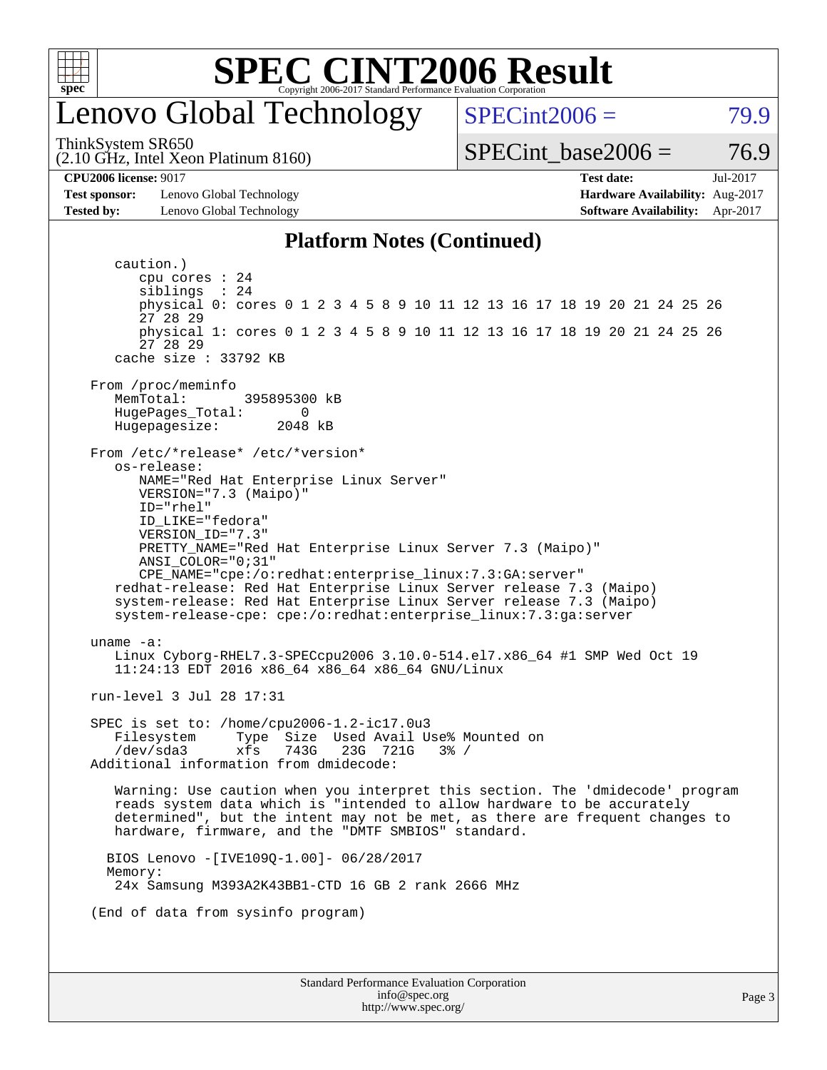# SPEC CINT2006 Result

Copyright 2006-2017 Standard Performance Evaluation Corporation

## Lenovo Global Technology

ThinkSystem SR650
(2.10 GHz, Intel Xeon Platinum 8160)

SPECint2006 = 79.9

SPECint_base2006 = 76.9

**CPU2006 license:** 9017
**Test sponsor:** Lenovo Global Technology
**Tested by:** Lenovo Global Technology

**Test date:** Jul-2017
**Hardware Availability:** Aug-2017
**Software Availability:** Apr-2017

### Platform Notes (Continued)

```
   caution.)
      cpu cores : 24
      siblings  : 24
      physical 0: cores 0 1 2 3 4 5 8 9 10 11 12 13 16 17 18 19 20 21 24 25 26
      27 28 29
      physical 1: cores 0 1 2 3 4 5 8 9 10 11 12 13 16 17 18 19 20 21 24 25 26
      27 28 29
   cache size : 33792 KB

From /proc/meminfo
   MemTotal:       395895300 kB
   HugePages_Total:       0
   Hugepagesize:       2048 kB

From /etc/*release* /etc/*version*
   os-release:
      NAME="Red Hat Enterprise Linux Server"
      VERSION="7.3 (Maipo)"
      ID="rhel"
      ID_LIKE="fedora"
      VERSION_ID="7.3"
      PRETTY_NAME="Red Hat Enterprise Linux Server 7.3 (Maipo)"
      ANSI_COLOR="0;31"
      CPE_NAME="cpe:/o:redhat:enterprise_linux:7.3:GA:server"
   redhat-release: Red Hat Enterprise Linux Server release 7.3 (Maipo)
   system-release: Red Hat Enterprise Linux Server release 7.3 (Maipo)
   system-release-cpe: cpe:/o:redhat:enterprise_linux:7.3:ga:server

uname -a:
   Linux Cyborg-RHEL7.3-SPECcpu2006 3.10.0-514.el7.x86_64 #1 SMP Wed Oct 19
   11:24:13 EDT 2016 x86_64 x86_64 x86_64 GNU/Linux

run-level 3 Jul 28 17:31

SPEC is set to: /home/cpu2006-1.2-ic17.0u3
   Filesystem     Type  Size  Used Avail Use% Mounted on
   /dev/sda3      xfs   743G   23G  721G   3% /
Additional information from dmidecode:

   Warning: Use caution when you interpret this section. The 'dmidecode' program
   reads system data which is "intended to allow hardware to be accurately
   determined", but the intent may not be met, as there are frequent changes to
   hardware, firmware, and the "DMTF SMBIOS" standard.

  BIOS Lenovo -[IVE109Q-1.00]- 06/28/2017
  Memory:
   24x Samsung M393A2K43BB1-CTD 16 GB 2 rank 2666 MHz

(End of data from sysinfo program)
```

Standard Performance Evaluation Corporation
info@spec.org
http://www.spec.org/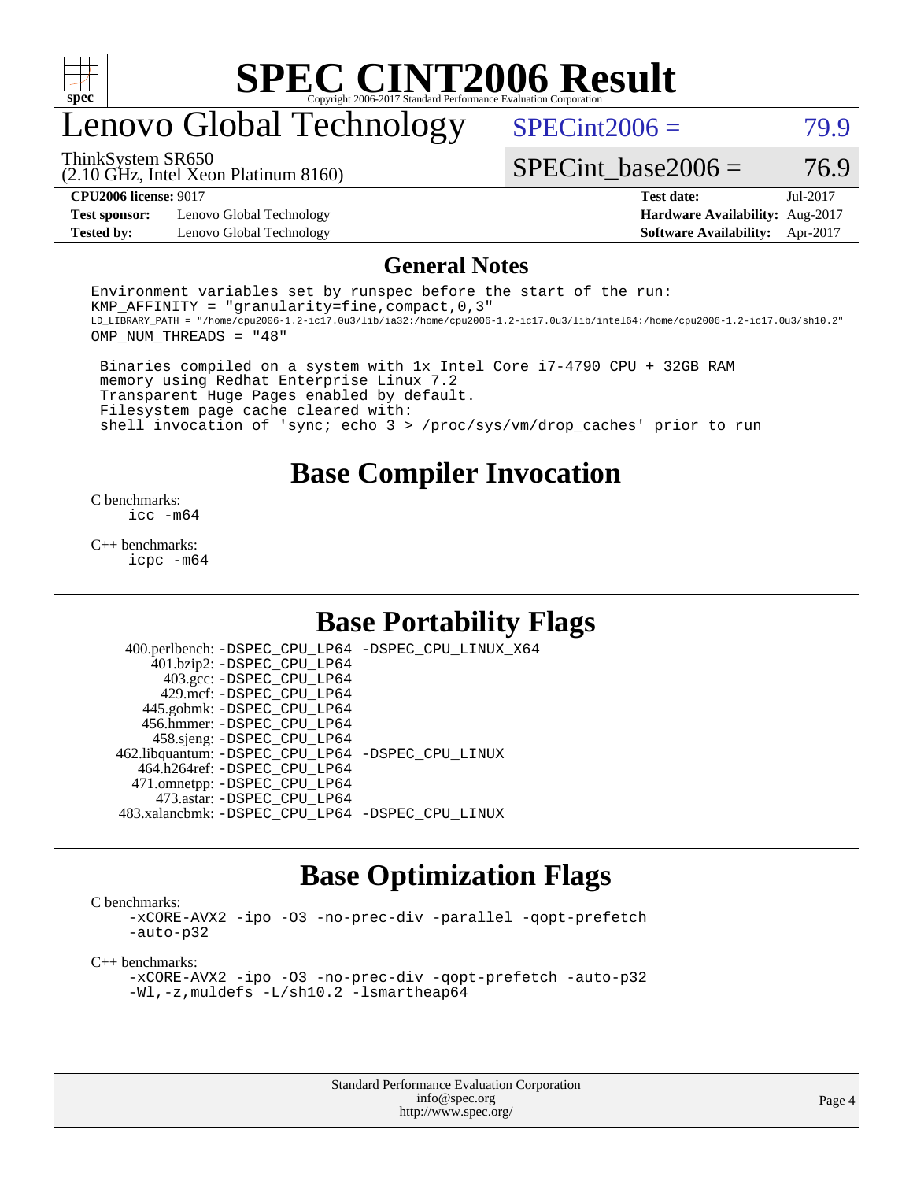# SPEC CINT2006 Result

Copyright 2006-2017 Standard Performance Evaluation Corporation

# Lenovo Global Technology

ThinkSystem SR650
(2.10 GHz, Intel Xeon Platinum 8160)

SPECint2006 = 79.9

SPECint_base2006 = 76.9

| | | | |
|---|---|---|---|
| **CPU2006 license:** 9017 | | **Test date:** | Jul-2017 |
| **Test sponsor:** | Lenovo Global Technology | **Hardware Availability:** | Aug-2017 |
| **Tested by:** | Lenovo Global Technology | **Software Availability:** | Apr-2017 |

## General Notes

```
Environment variables set by runspec before the start of the run:
KMP_AFFINITY = "granularity=fine,compact,0,3"
LD_LIBRARY_PATH = "/home/cpu2006-1.2-ic17.0u3/lib/ia32:/home/cpu2006-1.2-ic17.0u3/lib/intel64:/home/cpu2006-1.2-ic17.0u3/sh10.2"
OMP_NUM_THREADS = "48"

 Binaries compiled on a system with 1x Intel Core i7-4790 CPU + 32GB RAM
 memory using Redhat Enterprise Linux 7.2
 Transparent Huge Pages enabled by default.
 Filesystem page cache cleared with:
 shell invocation of 'sync; echo 3 > /proc/sys/vm/drop_caches' prior to run
```

## Base Compiler Invocation

C benchmarks:
icc -m64

C++ benchmarks:
icpc -m64

## Base Portability Flags

400.perlbench: -DSPEC_CPU_LP64 -DSPEC_CPU_LINUX_X64
401.bzip2: -DSPEC_CPU_LP64
403.gcc: -DSPEC_CPU_LP64
429.mcf: -DSPEC_CPU_LP64
445.gobmk: -DSPEC_CPU_LP64
456.hmmer: -DSPEC_CPU_LP64
458.sjeng: -DSPEC_CPU_LP64
462.libquantum: -DSPEC_CPU_LP64 -DSPEC_CPU_LINUX
464.h264ref: -DSPEC_CPU_LP64
471.omnetpp: -DSPEC_CPU_LP64
473.astar: -DSPEC_CPU_LP64
483.xalancbmk: -DSPEC_CPU_LP64 -DSPEC_CPU_LINUX

## Base Optimization Flags

C benchmarks:
-xCORE-AVX2 -ipo -O3 -no-prec-div -parallel -qopt-prefetch
-auto-p32

C++ benchmarks:
-xCORE-AVX2 -ipo -O3 -no-prec-div -qopt-prefetch -auto-p32
-Wl,-z,muldefs -L/sh10.2 -lsmartheap64

Standard Performance Evaluation Corporation
info@spec.org
http://www.spec.org/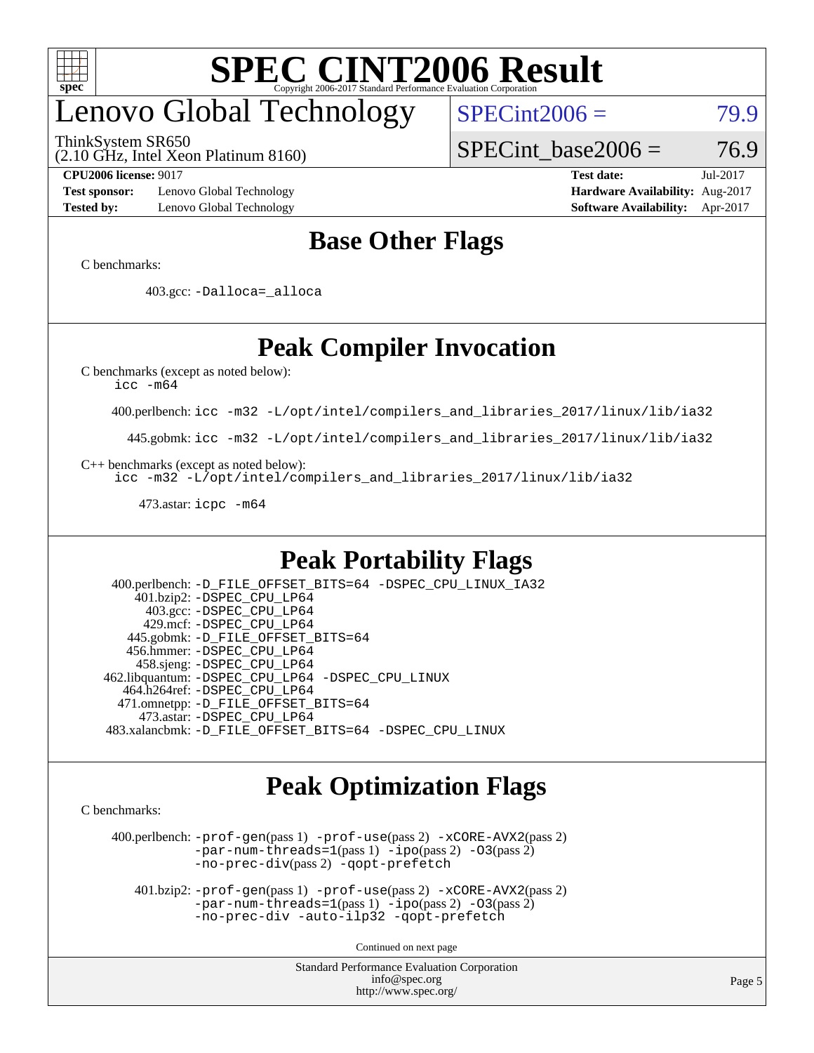# SPEC CINT2006 Result

Copyright 2006-2017 Standard Performance Evaluation Corporation

## Lenovo Global Technology

ThinkSystem SR650
(2.10 GHz, Intel Xeon Platinum 8160)

SPECint2006 = 79.9

SPECint_base2006 = 76.9

**CPU2006 license:** 9017
**Test sponsor:** Lenovo Global Technology
**Tested by:** Lenovo Global Technology

**Test date:** Jul-2017
**Hardware Availability:** Aug-2017
**Software Availability:** Apr-2017

## Base Other Flags

C benchmarks:

403.gcc: -Dalloca=_alloca

## Peak Compiler Invocation

C benchmarks (except as noted below):
icc -m64

400.perlbench: icc -m32 -L/opt/intel/compilers_and_libraries_2017/linux/lib/ia32

445.gobmk: icc -m32 -L/opt/intel/compilers_and_libraries_2017/linux/lib/ia32

C++ benchmarks (except as noted below):
icc -m32 -L/opt/intel/compilers_and_libraries_2017/linux/lib/ia32

473.astar: icpc -m64

## Peak Portability Flags

400.perlbench: -D_FILE_OFFSET_BITS=64 -DSPEC_CPU_LINUX_IA32
401.bzip2: -DSPEC_CPU_LP64
403.gcc: -DSPEC_CPU_LP64
429.mcf: -DSPEC_CPU_LP64
445.gobmk: -D_FILE_OFFSET_BITS=64
456.hmmer: -DSPEC_CPU_LP64
458.sjeng: -DSPEC_CPU_LP64
462.libquantum: -DSPEC_CPU_LP64 -DSPEC_CPU_LINUX
464.h264ref: -DSPEC_CPU_LP64
471.omnetpp: -D_FILE_OFFSET_BITS=64
473.astar: -DSPEC_CPU_LP64
483.xalancbmk: -D_FILE_OFFSET_BITS=64 -DSPEC_CPU_LINUX

## Peak Optimization Flags

C benchmarks:

400.perlbench: -prof-gen(pass 1) -prof-use(pass 2) -xCORE-AVX2(pass 2) -par-num-threads=1(pass 1) -ipo(pass 2) -O3(pass 2) -no-prec-div(pass 2) -qopt-prefetch

401.bzip2: -prof-gen(pass 1) -prof-use(pass 2) -xCORE-AVX2(pass 2) -par-num-threads=1(pass 1) -ipo(pass 2) -O3(pass 2) -no-prec-div -auto-ilp32 -qopt-prefetch

Continued on next page

Standard Performance Evaluation Corporation
info@spec.org
http://www.spec.org/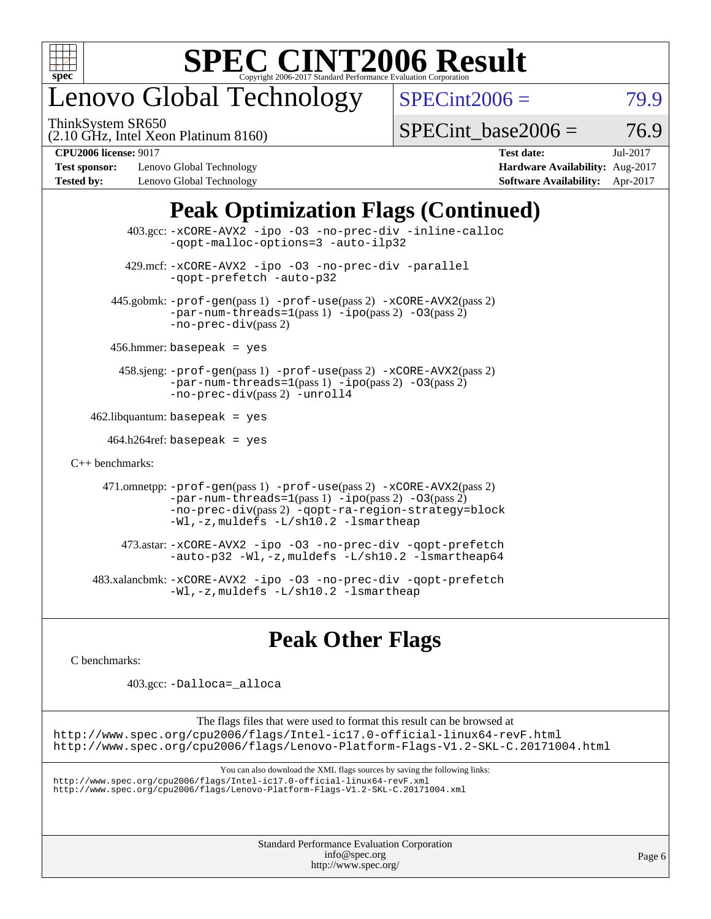# Lenovo Global Technology

ThinkSystem SR650
(2.10 GHz, Intel Xeon Platinum 8160)

SPECint2006 = 79.9

SPECint_base2006 = 76.9

**CPU2006 license:** 9017
**Test sponsor:** Lenovo Global Technology
**Tested by:** Lenovo Global Technology
**Test date:** Jul-2017
**Hardware Availability:** Aug-2017
**Software Availability:** Apr-2017

## Peak Optimization Flags (Continued)

403.gcc: `-xCORE-AVX2 -ipo -O3 -no-prec-div -inline-calloc -qopt-malloc-options=3 -auto-ilp32`

429.mcf: `-xCORE-AVX2 -ipo -O3 -no-prec-div -parallel -qopt-prefetch -auto-p32`

445.gobmk: `-prof-gen`(pass 1) `-prof-use`(pass 2) `-xCORE-AVX2`(pass 2) `-par-num-threads=1`(pass 1) `-ipo`(pass 2) `-O3`(pass 2) `-no-prec-div`(pass 2)

456.hmmer: `basepeak = yes`

458.sjeng: `-prof-gen`(pass 1) `-prof-use`(pass 2) `-xCORE-AVX2`(pass 2) `-par-num-threads=1`(pass 1) `-ipo`(pass 2) `-O3`(pass 2) `-no-prec-div`(pass 2) `-unroll4`

462.libquantum: `basepeak = yes`

464.h264ref: `basepeak = yes`

C++ benchmarks:

471.omnetpp: `-prof-gen`(pass 1) `-prof-use`(pass 2) `-xCORE-AVX2`(pass 2) `-par-num-threads=1`(pass 1) `-ipo`(pass 2) `-O3`(pass 2) `-no-prec-div`(pass 2) `-qopt-ra-region-strategy=block -Wl,-z,muldefs -L/sh10.2 -lsmartheap`

473.astar: `-xCORE-AVX2 -ipo -O3 -no-prec-div -qopt-prefetch -auto-p32 -Wl,-z,muldefs -L/sh10.2 -lsmartheap64`

483.xalancbmk: `-xCORE-AVX2 -ipo -O3 -no-prec-div -qopt-prefetch -Wl,-z,muldefs -L/sh10.2 -lsmartheap`

## Peak Other Flags

C benchmarks:

403.gcc: `-Dalloca=_alloca`

The flags files that were used to format this result can be browsed at
http://www.spec.org/cpu2006/flags/Intel-ic17.0-official-linux64-revF.html
http://www.spec.org/cpu2006/flags/Lenovo-Platform-Flags-V1.2-SKL-C.20171004.html

You can also download the XML flags sources by saving the following links:
http://www.spec.org/cpu2006/flags/Intel-ic17.0-official-linux64-revF.xml
http://www.spec.org/cpu2006/flags/Lenovo-Platform-Flags-V1.2-SKL-C.20171004.xml

Standard Performance Evaluation Corporation
info@spec.org
http://www.spec.org/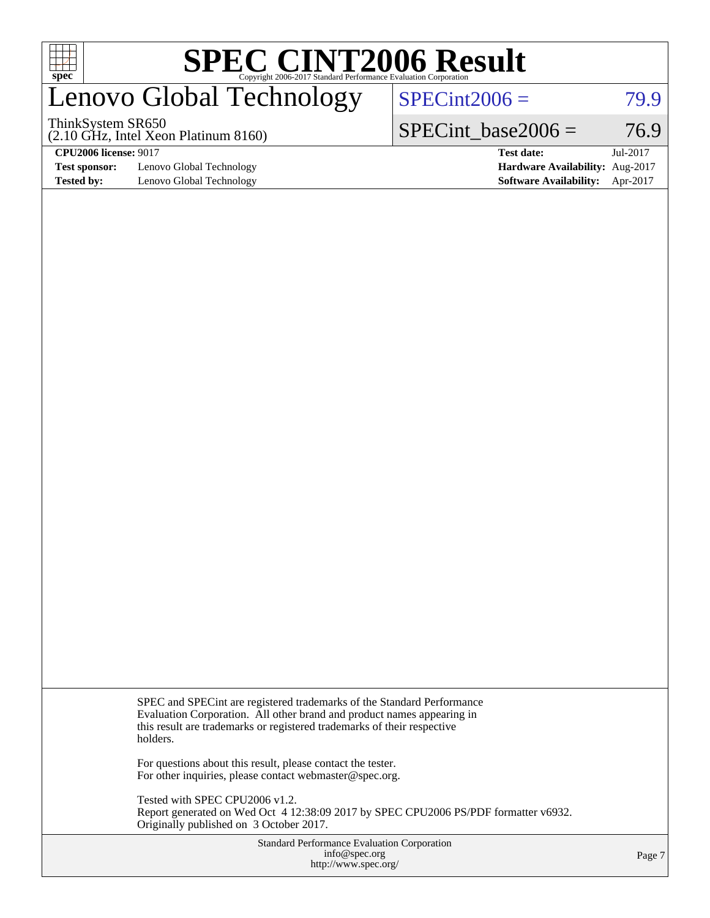# SPEC CINT2006 Result

Copyright 2006-2017 Standard Performance Evaluation Corporation

# Lenovo Global Technology

ThinkSystem SR650
(2.10 GHz, Intel Xeon Platinum 8160)

SPECint2006 = 79.9

SPECint_base2006 = 76.9

| | | | |
|---|---|---|---|
| **CPU2006 license:** 9017 | | **Test date:** | Jul-2017 |
| **Test sponsor:** | Lenovo Global Technology | **Hardware Availability:** | Aug-2017 |
| **Tested by:** | Lenovo Global Technology | **Software Availability:** | Apr-2017 |

SPEC and SPECint are registered trademarks of the Standard Performance Evaluation Corporation. All other brand and product names appearing in this result are trademarks or registered trademarks of their respective holders.

For questions about this result, please contact the tester.
For other inquiries, please contact webmaster@spec.org.

Tested with SPEC CPU2006 v1.2.
Report generated on Wed Oct 4 12:38:09 2017 by SPEC CPU2006 PS/PDF formatter v6932.
Originally published on 3 October 2017.

Standard Performance Evaluation Corporation
info@spec.org
http://www.spec.org/